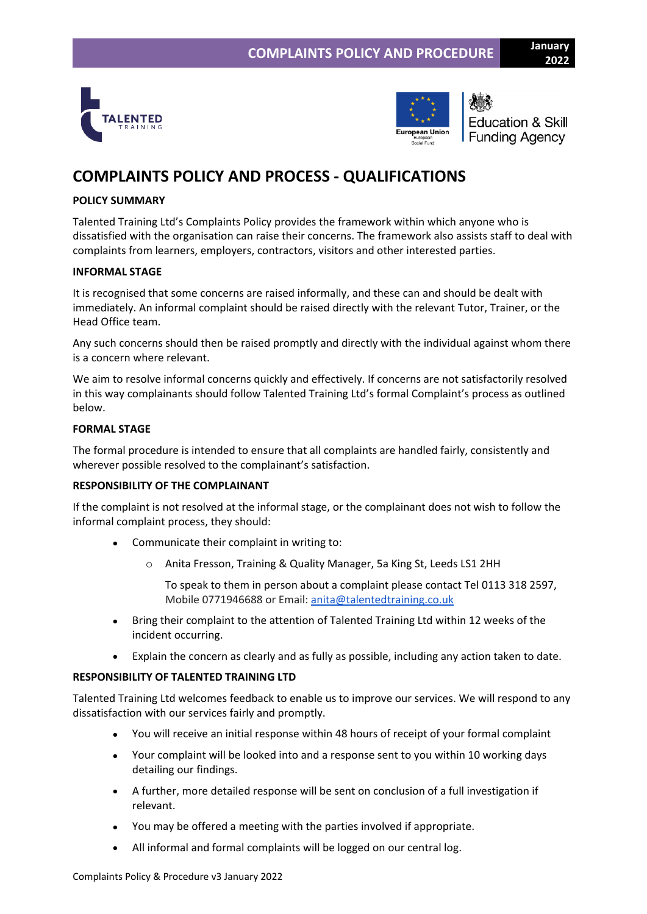# COMPLAINTS POLICY AND PROCESS - QUALIFICATIONS

**POLICY SUMMARY**

Talented Training Ltd's Complaints Policy provides the framework within which anyone who is dissatisfied with the organisation can raise their concerns. The framework also assists staff to deal with complaints from learners, employers, contractors, visitors and other interested parties.

**INFORMAL STAGE**

It is recognised that some concerns are raised informally, and these can and should be dealt with immediately. An informal complaint should be raised directly with the relevant Tutor, Trainer, or the Head Office team.

Any such concerns should then be raised promptly and directly with the individual against whom there is a concern where relevant.

We aim to resolve informal concerns quickly and effectively. If concerns are not satisfactorily resolved in this way complainants should follow Talented Training Ltd's formal Complaint's process as outlined below.

**FORMAL STAGE**

The formal procedure is intended to ensure that all complaints are handled fairly, consistently and wherever possible resolved to the complainant's satisfaction.

**RESPONSIBILITY OF THE COMPLAINANT**

If the complaint is not resolved at the informal stage, or the complainant does not wish to follow the informal complaint process, they should:

- Communicate their complaint in writing to:
  - Anita Fresson, Training & Quality Manager, 5a King St, Leeds LS1 2HH

    To speak to them in person about a complaint please contact Tel 0113 318 2597, Mobile 0771946688 or Email: anita@talentedtraining.co.uk
- Bring their complaint to the attention of Talented Training Ltd within 12 weeks of the incident occurring.
- Explain the concern as clearly and as fully as possible, including any action taken to date.

**RESPONSIBILITY OF TALENTED TRAINING LTD**

Talented Training Ltd welcomes feedback to enable us to improve our services. We will respond to any dissatisfaction with our services fairly and promptly.

- You will receive an initial response within 48 hours of receipt of your formal complaint
- Your complaint will be looked into and a response sent to you within 10 working days detailing our findings.
- A further, more detailed response will be sent on conclusion of a full investigation if relevant.
- You may be offered a meeting with the parties involved if appropriate.
- All informal and formal complaints will be logged on our central log.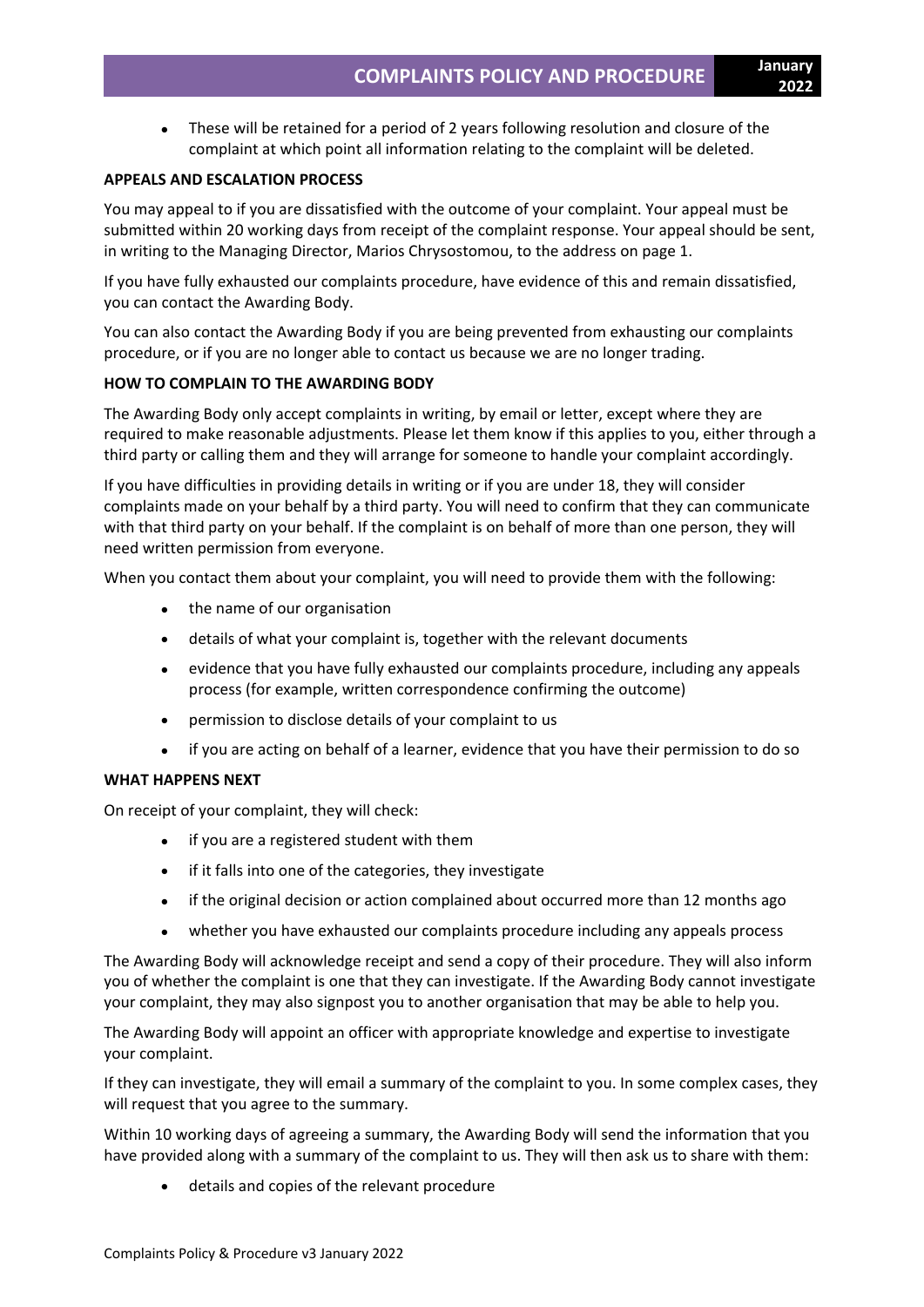- These will be retained for a period of 2 years following resolution and closure of the complaint at which point all information relating to the complaint will be deleted.

**APPEALS AND ESCALATION PROCESS**

You may appeal to if you are dissatisfied with the outcome of your complaint. Your appeal must be submitted within 20 working days from receipt of the complaint response. Your appeal should be sent, in writing to the Managing Director, Marios Chrysostomou, to the address on page 1.

If you have fully exhausted our complaints procedure, have evidence of this and remain dissatisfied, you can contact the Awarding Body.

You can also contact the Awarding Body if you are being prevented from exhausting our complaints procedure, or if you are no longer able to contact us because we are no longer trading.

**HOW TO COMPLAIN TO THE AWARDING BODY**

The Awarding Body only accept complaints in writing, by email or letter, except where they are required to make reasonable adjustments. Please let them know if this applies to you, either through a third party or calling them and they will arrange for someone to handle your complaint accordingly.

If you have difficulties in providing details in writing or if you are under 18, they will consider complaints made on your behalf by a third party. You will need to confirm that they can communicate with that third party on your behalf. If the complaint is on behalf of more than one person, they will need written permission from everyone.

When you contact them about your complaint, you will need to provide them with the following:

- the name of our organisation
- details of what your complaint is, together with the relevant documents
- evidence that you have fully exhausted our complaints procedure, including any appeals process (for example, written correspondence confirming the outcome)
- permission to disclose details of your complaint to us
- if you are acting on behalf of a learner, evidence that you have their permission to do so

**WHAT HAPPENS NEXT**

On receipt of your complaint, they will check:

- if you are a registered student with them
- if it falls into one of the categories, they investigate
- if the original decision or action complained about occurred more than 12 months ago
- whether you have exhausted our complaints procedure including any appeals process

The Awarding Body will acknowledge receipt and send a copy of their procedure. They will also inform you of whether the complaint is one that they can investigate. If the Awarding Body cannot investigate your complaint, they may also signpost you to another organisation that may be able to help you.

The Awarding Body will appoint an officer with appropriate knowledge and expertise to investigate your complaint.

If they can investigate, they will email a summary of the complaint to you. In some complex cases, they will request that you agree to the summary.

Within 10 working days of agreeing a summary, the Awarding Body will send the information that you have provided along with a summary of the complaint to us. They will then ask us to share with them:

- details and copies of the relevant procedure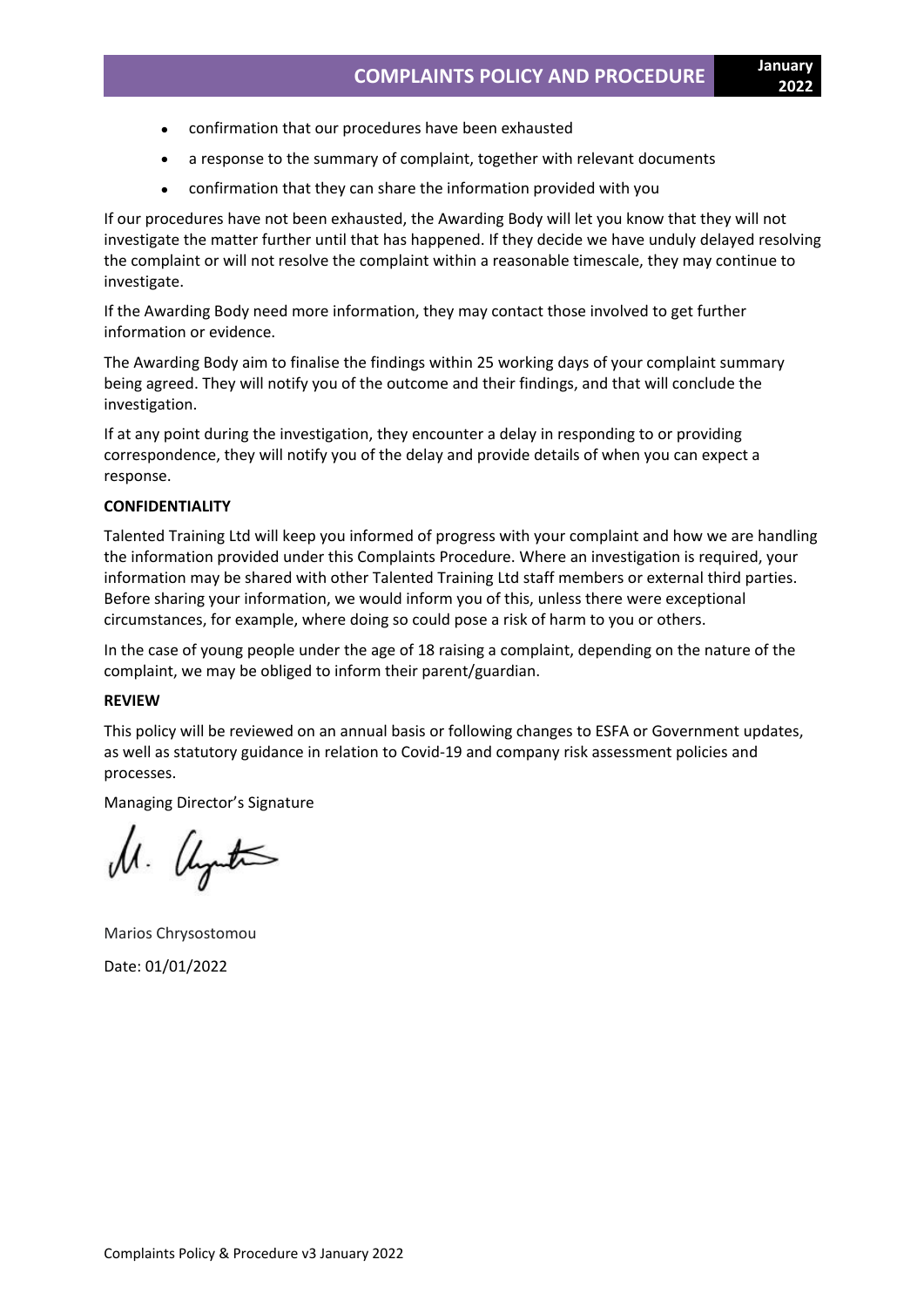- confirmation that our procedures have been exhausted
- a response to the summary of complaint, together with relevant documents
- confirmation that they can share the information provided with you

If our procedures have not been exhausted, the Awarding Body will let you know that they will not investigate the matter further until that has happened. If they decide we have unduly delayed resolving the complaint or will not resolve the complaint within a reasonable timescale, they may continue to investigate.

If the Awarding Body need more information, they may contact those involved to get further information or evidence.

The Awarding Body aim to finalise the findings within 25 working days of your complaint summary being agreed. They will notify you of the outcome and their findings, and that will conclude the investigation.

If at any point during the investigation, they encounter a delay in responding to or providing correspondence, they will notify you of the delay and provide details of when you can expect a response.

**CONFIDENTIALITY**

Talented Training Ltd will keep you informed of progress with your complaint and how we are handling the information provided under this Complaints Procedure. Where an investigation is required, your information may be shared with other Talented Training Ltd staff members or external third parties. Before sharing your information, we would inform you of this, unless there were exceptional circumstances, for example, where doing so could pose a risk of harm to you or others.

In the case of young people under the age of 18 raising a complaint, depending on the nature of the complaint, we may be obliged to inform their parent/guardian.

**REVIEW**

This policy will be reviewed on an annual basis or following changes to ESFA or Government updates, as well as statutory guidance in relation to Covid-19 and company risk assessment policies and processes.

Managing Director's Signature

Marios Chrysostomou

Date: 01/01/2022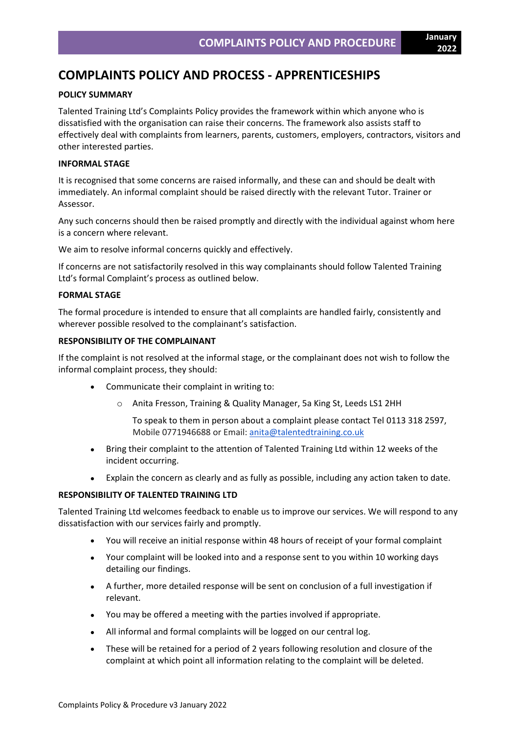# COMPLAINTS POLICY AND PROCESS - APPRENTICESHIPS

**POLICY SUMMARY**

Talented Training Ltd's Complaints Policy provides the framework within which anyone who is dissatisfied with the organisation can raise their concerns. The framework also assists staff to effectively deal with complaints from learners, parents, customers, employers, contractors, visitors and other interested parties.

**INFORMAL STAGE**

It is recognised that some concerns are raised informally, and these can and should be dealt with immediately. An informal complaint should be raised directly with the relevant Tutor. Trainer or Assessor.

Any such concerns should then be raised promptly and directly with the individual against whom here is a concern where relevant.

We aim to resolve informal concerns quickly and effectively.

If concerns are not satisfactorily resolved in this way complainants should follow Talented Training Ltd's formal Complaint's process as outlined below.

**FORMAL STAGE**

The formal procedure is intended to ensure that all complaints are handled fairly, consistently and wherever possible resolved to the complainant's satisfaction.

**RESPONSIBILITY OF THE COMPLAINANT**

If the complaint is not resolved at the informal stage, or the complainant does not wish to follow the informal complaint process, they should:

- Communicate their complaint in writing to:
    - Anita Fresson, Training & Quality Manager, 5a King St, Leeds LS1 2HH

      To speak to them in person about a complaint please contact Tel 0113 318 2597, Mobile 0771946688 or Email: anita@talentedtraining.co.uk
- Bring their complaint to the attention of Talented Training Ltd within 12 weeks of the incident occurring.
- Explain the concern as clearly and as fully as possible, including any action taken to date.

**RESPONSIBILITY OF TALENTED TRAINING LTD**

Talented Training Ltd welcomes feedback to enable us to improve our services. We will respond to any dissatisfaction with our services fairly and promptly.

- You will receive an initial response within 48 hours of receipt of your formal complaint
- Your complaint will be looked into and a response sent to you within 10 working days detailing our findings.
- A further, more detailed response will be sent on conclusion of a full investigation if relevant.
- You may be offered a meeting with the parties involved if appropriate.
- All informal and formal complaints will be logged on our central log.
- These will be retained for a period of 2 years following resolution and closure of the complaint at which point all information relating to the complaint will be deleted.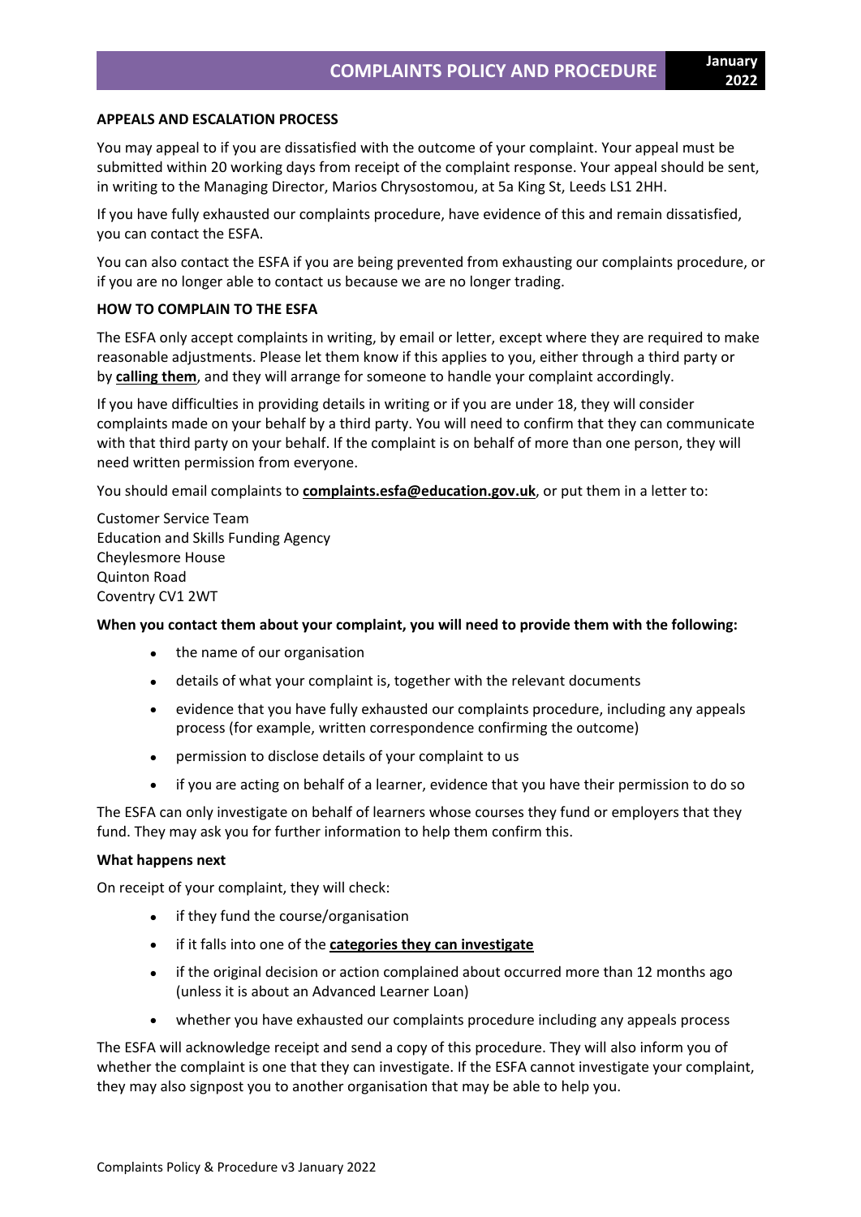**APPEALS AND ESCALATION PROCESS**

You may appeal to if you are dissatisfied with the outcome of your complaint. Your appeal must be submitted within 20 working days from receipt of the complaint response. Your appeal should be sent, in writing to the Managing Director, Marios Chrysostomou, at 5a King St, Leeds LS1 2HH.

If you have fully exhausted our complaints procedure, have evidence of this and remain dissatisfied, you can contact the ESFA.

You can also contact the ESFA if you are being prevented from exhausting our complaints procedure, or if you are no longer able to contact us because we are no longer trading.

**HOW TO COMPLAIN TO THE ESFA**

The ESFA only accept complaints in writing, by email or letter, except where they are required to make reasonable adjustments. Please let them know if this applies to you, either through a third party or by **calling them**, and they will arrange for someone to handle your complaint accordingly.

If you have difficulties in providing details in writing or if you are under 18, they will consider complaints made on your behalf by a third party. You will need to confirm that they can communicate with that third party on your behalf. If the complaint is on behalf of more than one person, they will need written permission from everyone.

You should email complaints to **complaints.esfa@education.gov.uk**, or put them in a letter to:

Customer Service Team
Education and Skills Funding Agency
Cheylesmore House
Quinton Road
Coventry CV1 2WT

**When you contact them about your complaint, you will need to provide them with the following:**

- the name of our organisation
- details of what your complaint is, together with the relevant documents
- evidence that you have fully exhausted our complaints procedure, including any appeals process (for example, written correspondence confirming the outcome)
- permission to disclose details of your complaint to us
- if you are acting on behalf of a learner, evidence that you have their permission to do so

The ESFA can only investigate on behalf of learners whose courses they fund or employers that they fund. They may ask you for further information to help them confirm this.

**What happens next**

On receipt of your complaint, they will check:

- if they fund the course/organisation
- if it falls into one of the **categories they can investigate**
- if the original decision or action complained about occurred more than 12 months ago (unless it is about an Advanced Learner Loan)
- whether you have exhausted our complaints procedure including any appeals process

The ESFA will acknowledge receipt and send a copy of this procedure. They will also inform you of whether the complaint is one that they can investigate. If the ESFA cannot investigate your complaint, they may also signpost you to another organisation that may be able to help you.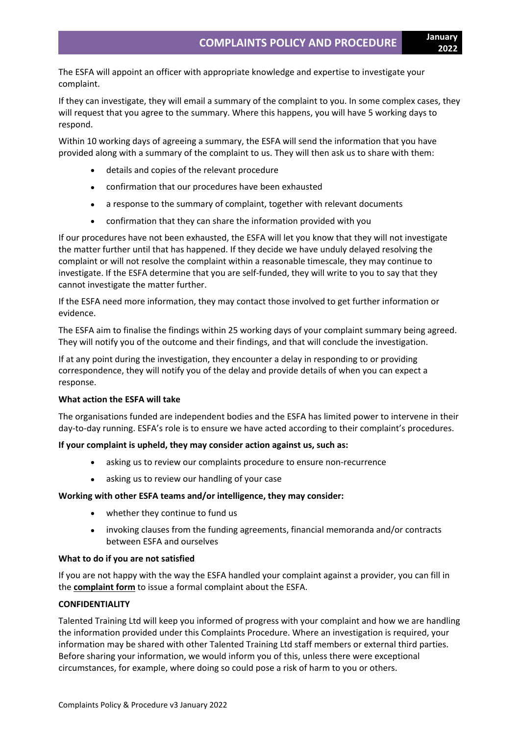The ESFA will appoint an officer with appropriate knowledge and expertise to investigate your complaint.

If they can investigate, they will email a summary of the complaint to you. In some complex cases, they will request that you agree to the summary. Where this happens, you will have 5 working days to respond.

Within 10 working days of agreeing a summary, the ESFA will send the information that you have provided along with a summary of the complaint to us. They will then ask us to share with them:

- details and copies of the relevant procedure
- confirmation that our procedures have been exhausted
- a response to the summary of complaint, together with relevant documents
- confirmation that they can share the information provided with you

If our procedures have not been exhausted, the ESFA will let you know that they will not investigate the matter further until that has happened. If they decide we have unduly delayed resolving the complaint or will not resolve the complaint within a reasonable timescale, they may continue to investigate. If the ESFA determine that you are self-funded, they will write to you to say that they cannot investigate the matter further.

If the ESFA need more information, they may contact those involved to get further information or evidence.

The ESFA aim to finalise the findings within 25 working days of your complaint summary being agreed. They will notify you of the outcome and their findings, and that will conclude the investigation.

If at any point during the investigation, they encounter a delay in responding to or providing correspondence, they will notify you of the delay and provide details of when you can expect a response.

**What action the ESFA will take**

The organisations funded are independent bodies and the ESFA has limited power to intervene in their day-to-day running. ESFA's role is to ensure we have acted according to their complaint's procedures.

**If your complaint is upheld, they may consider action against us, such as:**

- asking us to review our complaints procedure to ensure non-recurrence
- asking us to review our handling of your case

**Working with other ESFA teams and/or intelligence, they may consider:**

- whether they continue to fund us
- invoking clauses from the funding agreements, financial memoranda and/or contracts between ESFA and ourselves

**What to do if you are not satisfied**

If you are not happy with the way the ESFA handled your complaint against a provider, you can fill in the **complaint form** to issue a formal complaint about the ESFA.

**CONFIDENTIALITY**

Talented Training Ltd will keep you informed of progress with your complaint and how we are handling the information provided under this Complaints Procedure. Where an investigation is required, your information may be shared with other Talented Training Ltd staff members or external third parties. Before sharing your information, we would inform you of this, unless there were exceptional circumstances, for example, where doing so could pose a risk of harm to you or others.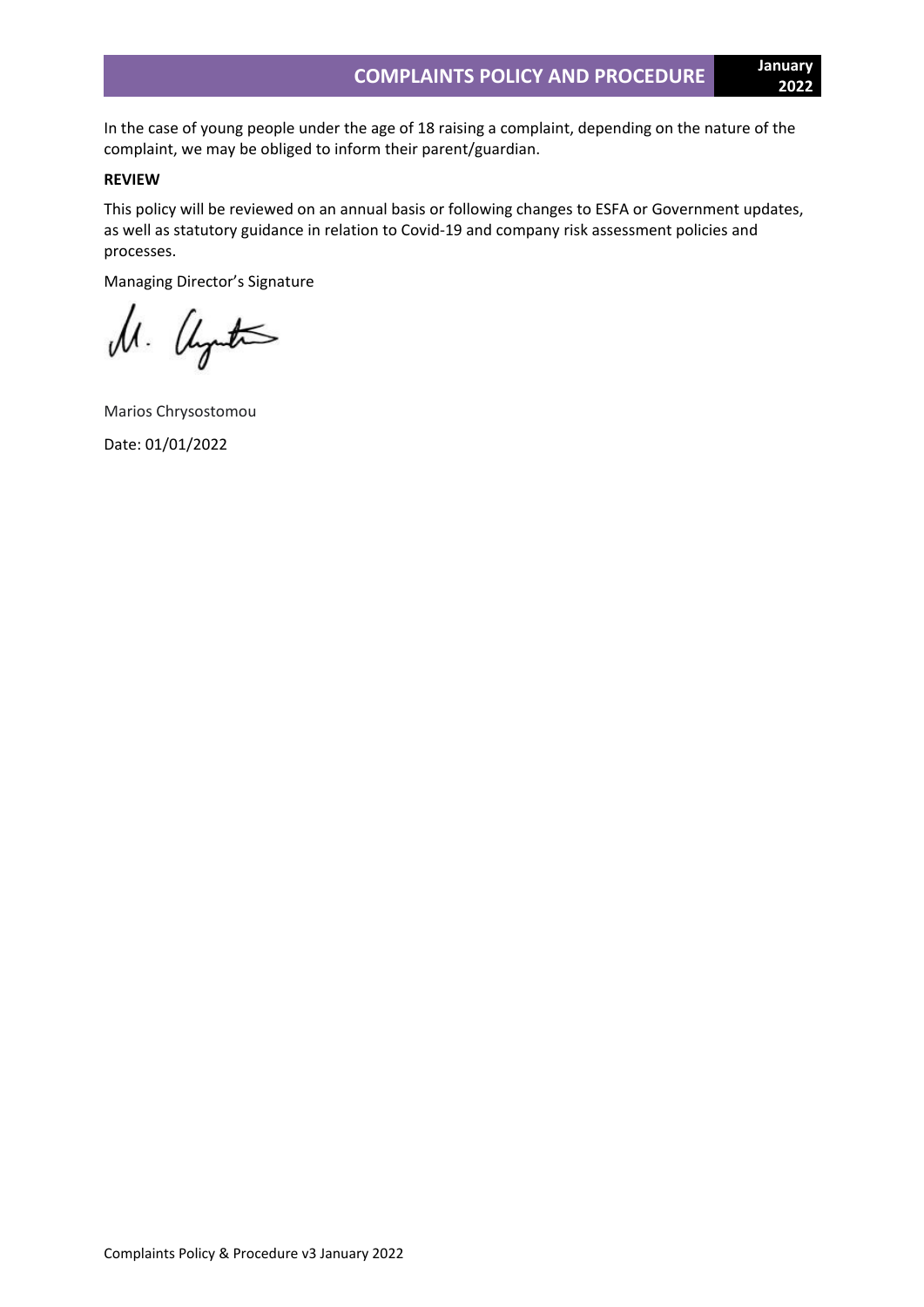In the case of young people under the age of 18 raising a complaint, depending on the nature of the complaint, we may be obliged to inform their parent/guardian.

**REVIEW**

This policy will be reviewed on an annual basis or following changes to ESFA or Government updates, as well as statutory guidance in relation to Covid-19 and company risk assessment policies and processes.

Managing Director's Signature

Marios Chrysostomou

Date: 01/01/2022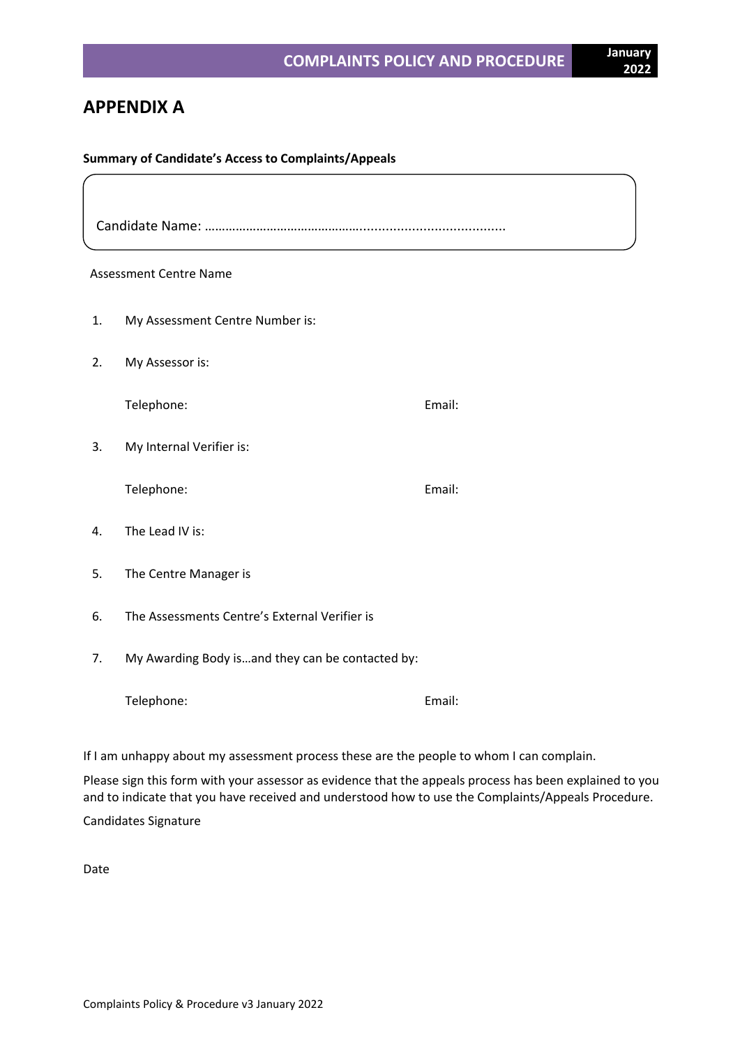## APPENDIX A

**Summary of Candidate's Access to Complaints/Appeals**

Candidate Name: ………………………………………….......................................

Assessment Centre Name

1. My Assessment Centre Number is:
2. My Assessor is:

   Telephone: Email:

3. My Internal Verifier is:

   Telephone: Email:

4. The Lead IV is:
5. The Centre Manager is
6. The Assessments Centre's External Verifier is
7. My Awarding Body is…and they can be contacted by:

   Telephone: Email:

If I am unhappy about my assessment process these are the people to whom I can complain.

Please sign this form with your assessor as evidence that the appeals process has been explained to you and to indicate that you have received and understood how to use the Complaints/Appeals Procedure.

Candidates Signature

Date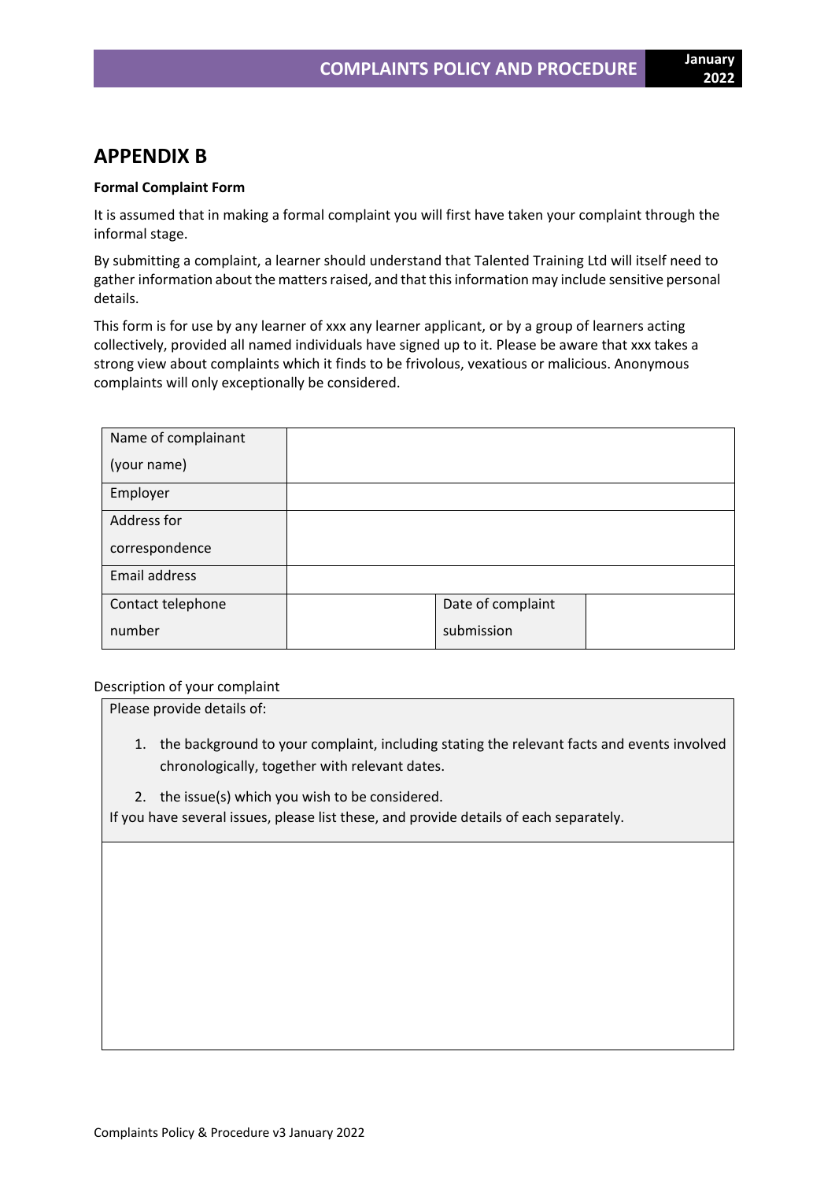## APPENDIX B

**Formal Complaint Form**

It is assumed that in making a formal complaint you will first have taken your complaint through the informal stage.

By submitting a complaint, a learner should understand that Talented Training Ltd will itself need to gather information about the matters raised, and that this information may include sensitive personal details.

This form is for use by any learner of xxx any learner applicant, or by a group of learners acting collectively, provided all named individuals have signed up to it. Please be aware that xxx takes a strong view about complaints which it finds to be frivolous, vexatious or malicious. Anonymous complaints will only exceptionally be considered.

| Name of complainant (your name) | | | |
|---|---|---|---|
| Employer | | | |
| Address for correspondence | | | |
| Email address | | | |
| Contact telephone number | | Date of complaint submission | |

Description of your complaint

| Please provide details of:<br>1. the background to your complaint, including stating the relevant facts and events involved chronologically, together with relevant dates.<br>2. the issue(s) which you wish to be considered.<br>If you have several issues, please list these, and provide details of each separately. |
|---|
| |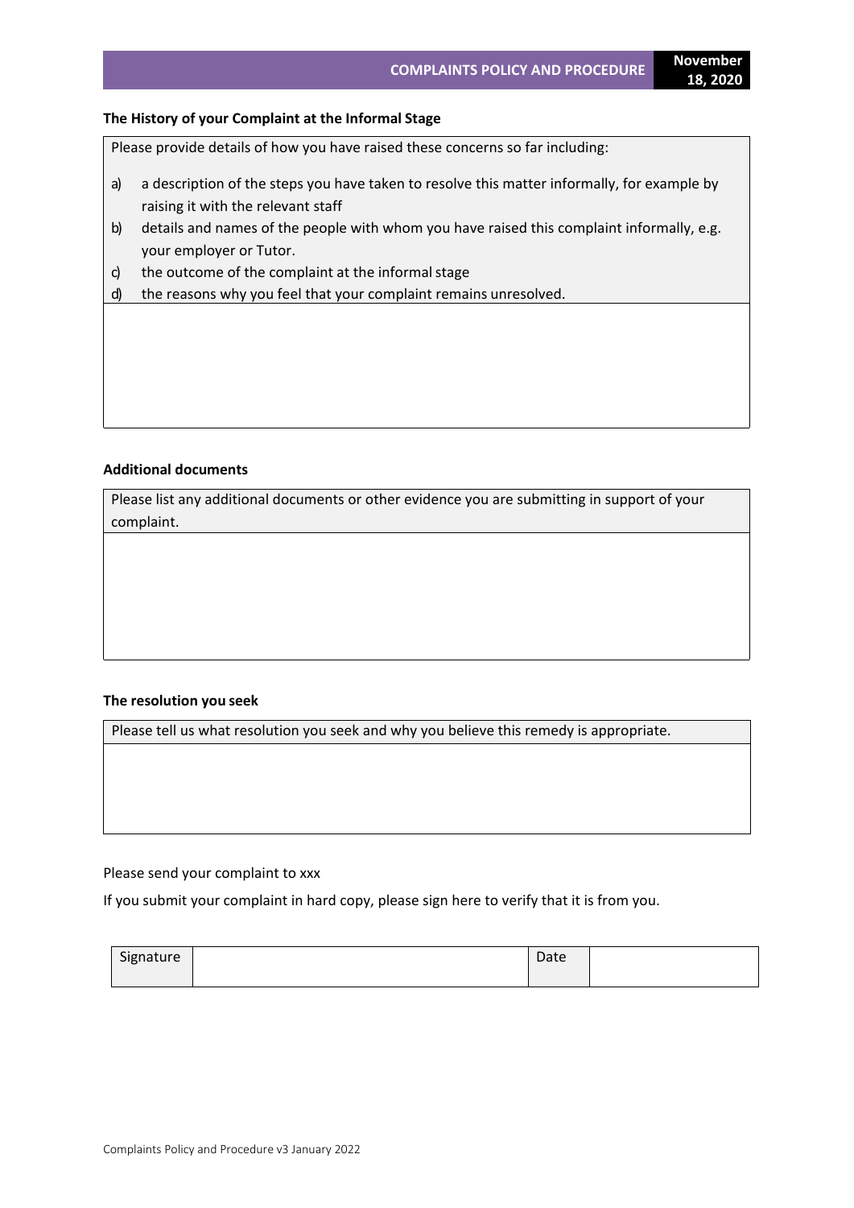**The History of your Complaint at the Informal Stage**

| Please provide details of how you have raised these concerns so far including:<br><br>a) a description of the steps you have taken to resolve this matter informally, for example by raising it with the relevant staff<br>b) details and names of the people with whom you have raised this complaint informally, e.g. your employer or Tutor.<br>c) the outcome of the complaint at the informal stage<br>d) the reasons why you feel that your complaint remains unresolved. |
|---|
| |

**Additional documents**

| Please list any additional documents or other evidence you are submitting in support of your complaint. |
|---|
| |

**The resolution you seek**

| Please tell us what resolution you seek and why you believe this remedy is appropriate. |
|---|
| |

Please send your complaint to xxx

If you submit your complaint in hard copy, please sign here to verify that it is from you.

| Signature | | Date | |
|---|---|---|---|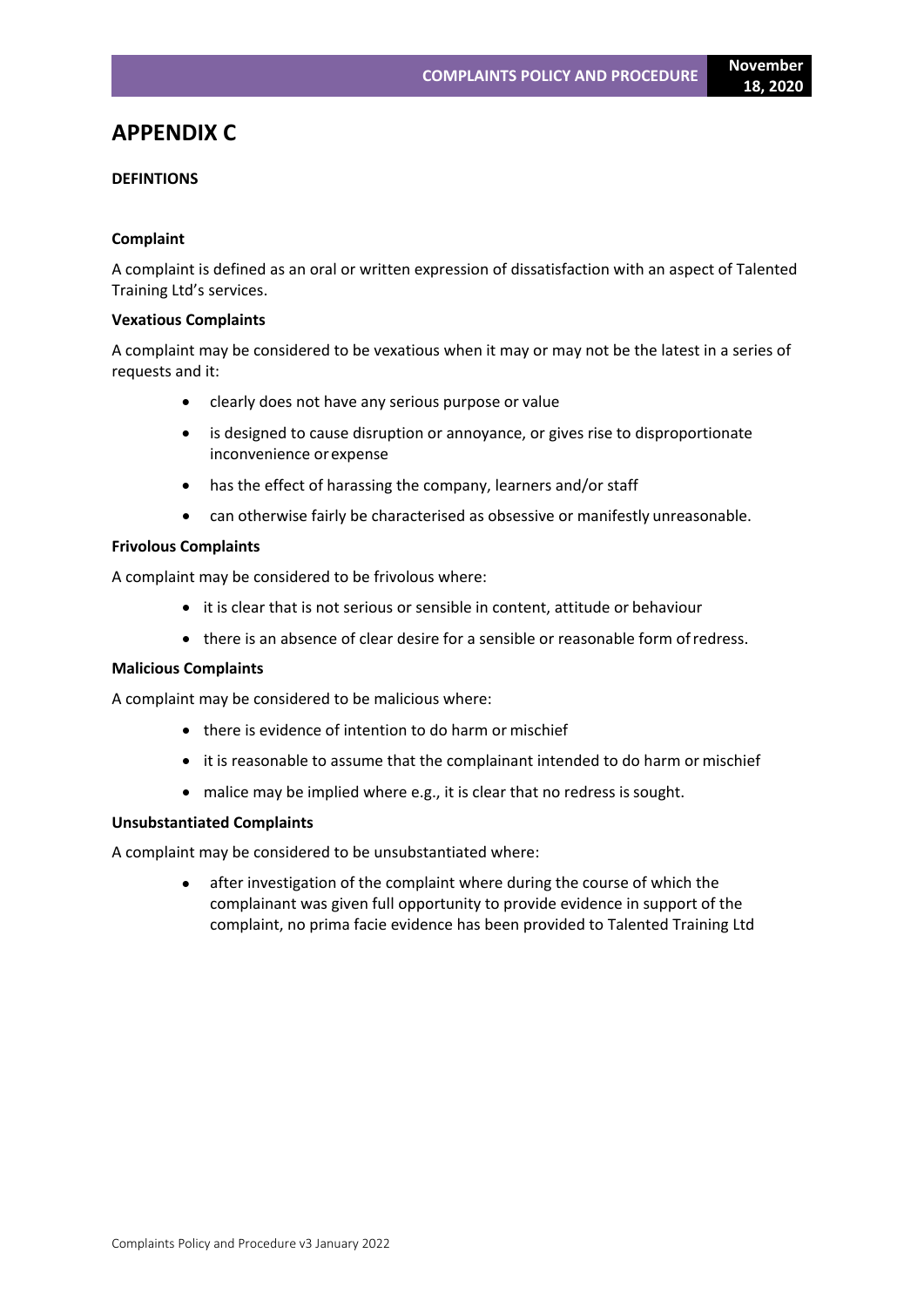# APPENDIX C

**DEFINTIONS**

**Complaint**

A complaint is defined as an oral or written expression of dissatisfaction with an aspect of Talented Training Ltd's services.

**Vexatious Complaints**

A complaint may be considered to be vexatious when it may or may not be the latest in a series of requests and it:

- clearly does not have any serious purpose or value
- is designed to cause disruption or annoyance, or gives rise to disproportionate inconvenience or expense
- has the effect of harassing the company, learners and/or staff
- can otherwise fairly be characterised as obsessive or manifestly unreasonable.

**Frivolous Complaints**

A complaint may be considered to be frivolous where:

- it is clear that is not serious or sensible in content, attitude or behaviour
- there is an absence of clear desire for a sensible or reasonable form of redress.

**Malicious Complaints**

A complaint may be considered to be malicious where:

- there is evidence of intention to do harm or mischief
- it is reasonable to assume that the complainant intended to do harm or mischief
- malice may be implied where e.g., it is clear that no redress is sought.

**Unsubstantiated Complaints**

A complaint may be considered to be unsubstantiated where:

- after investigation of the complaint where during the course of which the complainant was given full opportunity to provide evidence in support of the complaint, no prima facie evidence has been provided to Talented Training Ltd